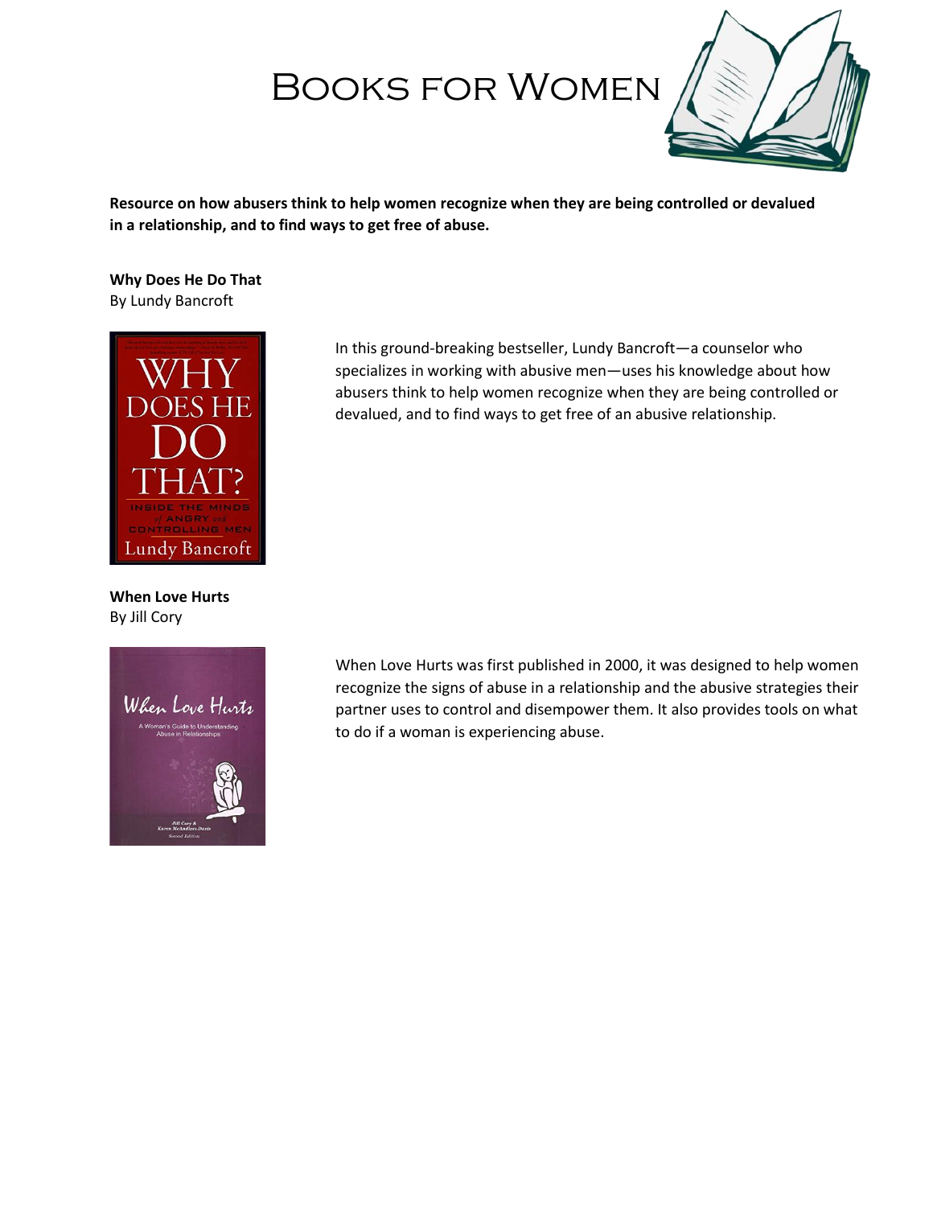# Books for Women

**Resource on how abusers think to help women recognize when they are being controlled or devalued in a relationship, and to find ways to get free of abuse.**

**Why Does He Do That**
By Lundy Bancroft

In this ground-breaking bestseller, Lundy Bancroft—a counselor who specializes in working with abusive men—uses his knowledge about how abusers think to help women recognize when they are being controlled or devalued, and to find ways to get free of an abusive relationship.

**When Love Hurts**
By Jill Cory

When Love Hurts was first published in 2000, it was designed to help women recognize the signs of abuse in a relationship and the abusive strategies their partner uses to control and disempower them. It also provides tools on what to do if a woman is experiencing abuse.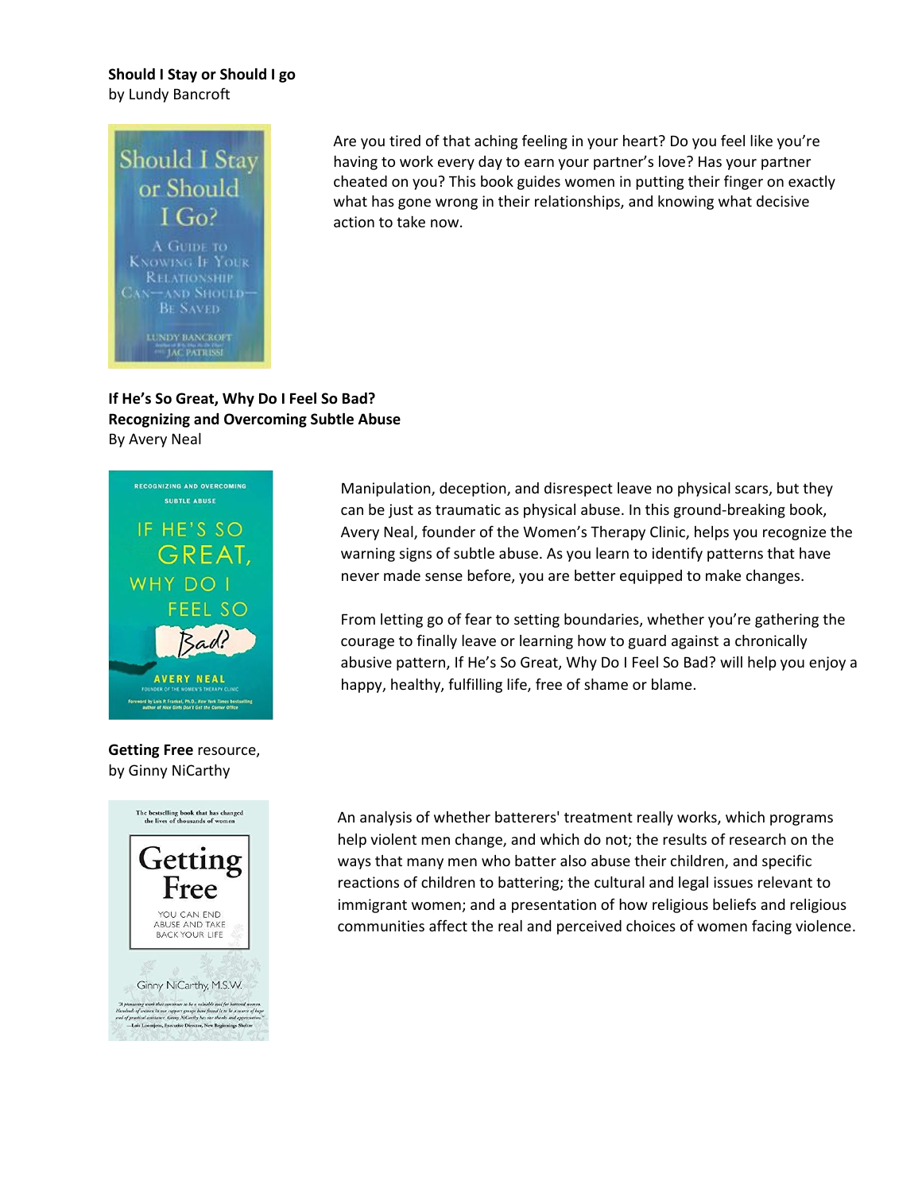**Should I Stay or Should I go**
by Lundy Bancroft

Are you tired of that aching feeling in your heart? Do you feel like you're having to work every day to earn your partner's love? Has your partner cheated on you? This book guides women in putting their finger on exactly what has gone wrong in their relationships, and knowing what decisive action to take now.

**If He's So Great, Why Do I Feel So Bad?**
**Recognizing and Overcoming Subtle Abuse**
By Avery Neal

Manipulation, deception, and disrespect leave no physical scars, but they can be just as traumatic as physical abuse. In this ground-breaking book, Avery Neal, founder of the Women's Therapy Clinic, helps you recognize the warning signs of subtle abuse. As you learn to identify patterns that have never made sense before, you are better equipped to make changes.

From letting go of fear to setting boundaries, whether you're gathering the courage to finally leave or learning how to guard against a chronically abusive pattern, If He's So Great, Why Do I Feel So Bad? will help you enjoy a happy, healthy, fulfilling life, free of shame or blame.

**Getting Free** resource,
by Ginny NiCarthy

An analysis of whether batterers' treatment really works, which programs help violent men change, and which do not; the results of research on the ways that many men who batter also abuse their children, and specific reactions of children to battering; the cultural and legal issues relevant to immigrant women; and a presentation of how religious beliefs and religious communities affect the real and perceived choices of women facing violence.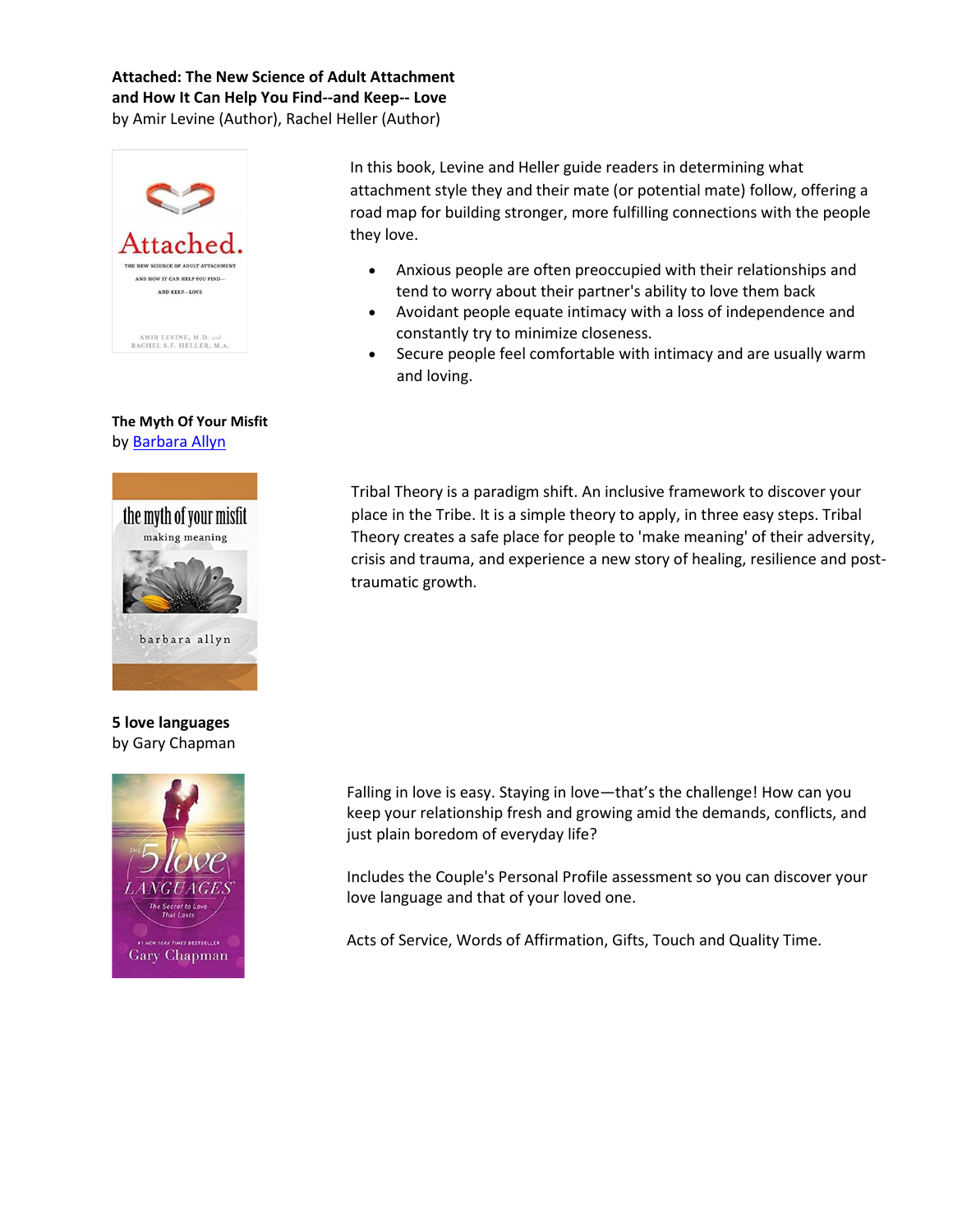**Attached: The New Science of Adult Attachment and How It Can Help You Find--and Keep-- Love**
by Amir Levine (Author), Rachel Heller (Author)

In this book, Levine and Heller guide readers in determining what attachment style they and their mate (or potential mate) follow, offering a road map for building stronger, more fulfilling connections with the people they love.

- Anxious people are often preoccupied with their relationships and tend to worry about their partner's ability to love them back
- Avoidant people equate intimacy with a loss of independence and constantly try to minimize closeness.
- Secure people feel comfortable with intimacy and are usually warm and loving.

**The Myth Of Your Misfit**
by Barbara Allyn

Tribal Theory is a paradigm shift. An inclusive framework to discover your place in the Tribe. It is a simple theory to apply, in three easy steps. Tribal Theory creates a safe place for people to 'make meaning' of their adversity, crisis and trauma, and experience a new story of healing, resilience and post-traumatic growth.

**5 love languages**
by Gary Chapman

Falling in love is easy. Staying in love—that's the challenge! How can you keep your relationship fresh and growing amid the demands, conflicts, and just plain boredom of everyday life?

Includes the Couple's Personal Profile assessment so you can discover your love language and that of your loved one.

Acts of Service, Words of Affirmation, Gifts, Touch and Quality Time.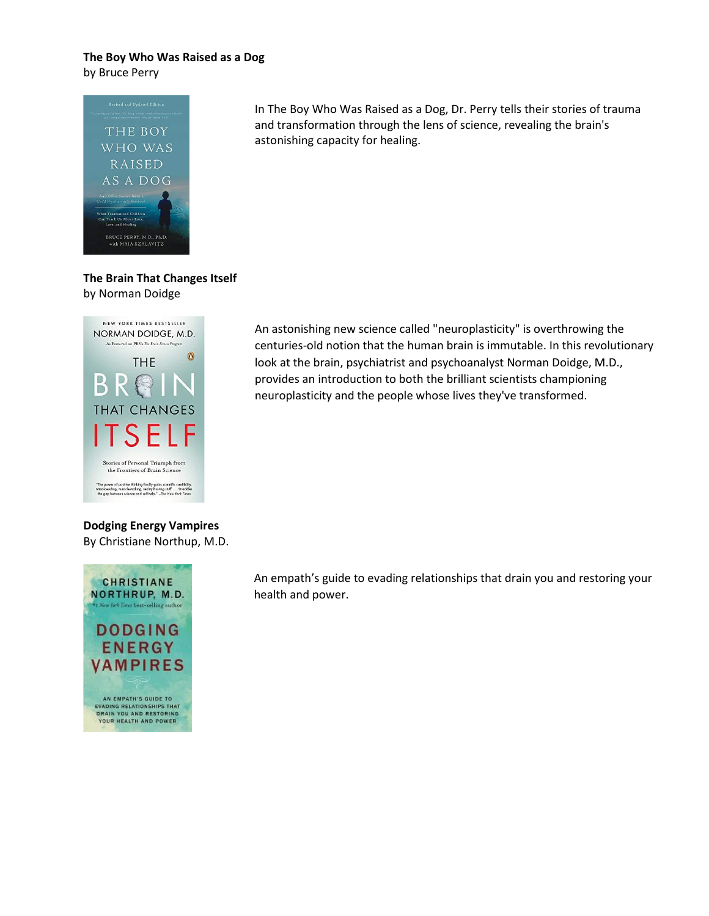**The Boy Who Was Raised as a Dog**
by Bruce Perry

In The Boy Who Was Raised as a Dog, Dr. Perry tells their stories of trauma and transformation through the lens of science, revealing the brain's astonishing capacity for healing.

**The Brain That Changes Itself**
by Norman Doidge

An astonishing new science called "neuroplasticity" is overthrowing the centuries-old notion that the human brain is immutable. In this revolutionary look at the brain, psychiatrist and psychoanalyst Norman Doidge, M.D., provides an introduction to both the brilliant scientists championing neuroplasticity and the people whose lives they've transformed.

**Dodging Energy Vampires**
By Christiane Northup, M.D.

An empath's guide to evading relationships that drain you and restoring your health and power.